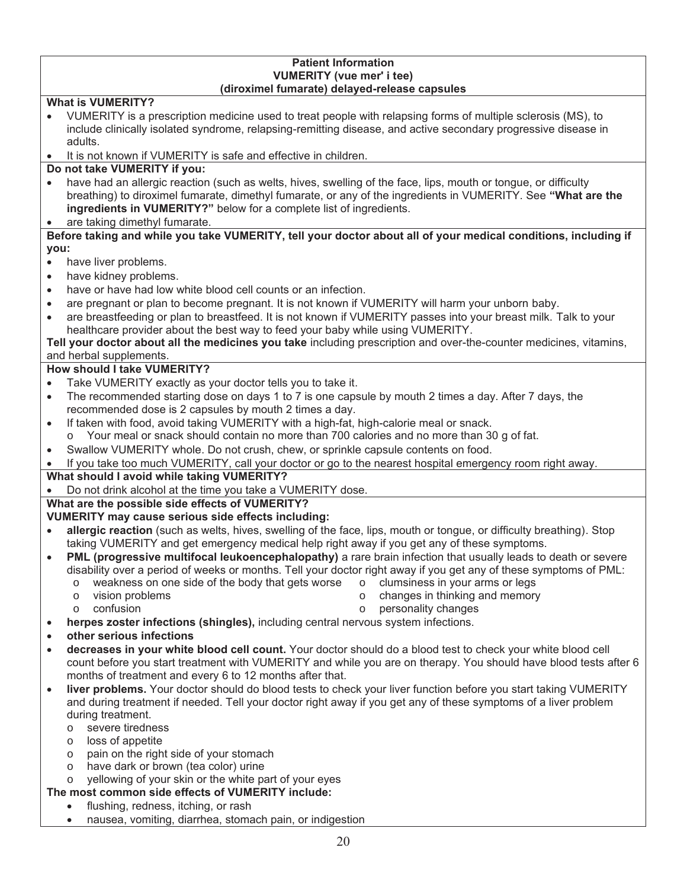# Patient Information
## VUMERITY (vue mer' i tee)
## (diroximel fumarate) delayed-release capsules

**What is VUMERITY?**

- VUMERITY is a prescription medicine used to treat people with relapsing forms of multiple sclerosis (MS), to include clinically isolated syndrome, relapsing-remitting disease, and active secondary progressive disease in adults.
- It is not known if VUMERITY is safe and effective in children.

**Do not take VUMERITY if you:**

- have had an allergic reaction (such as welts, hives, swelling of the face, lips, mouth or tongue, or difficulty breathing) to diroximel fumarate, dimethyl fumarate, or any of the ingredients in VUMERITY. See **"What are the ingredients in VUMERITY?"** below for a complete list of ingredients.
- are taking dimethyl fumarate.

**Before taking and while you take VUMERITY, tell your doctor about all of your medical conditions, including if you:**

- have liver problems.
- have kidney problems.
- have or have had low white blood cell counts or an infection.
- are pregnant or plan to become pregnant. It is not known if VUMERITY will harm your unborn baby.
- are breastfeeding or plan to breastfeed. It is not known if VUMERITY passes into your breast milk. Talk to your healthcare provider about the best way to feed your baby while using VUMERITY.

**Tell your doctor about all the medicines you take** including prescription and over-the-counter medicines, vitamins, and herbal supplements.

**How should I take VUMERITY?**

- Take VUMERITY exactly as your doctor tells you to take it.
- The recommended starting dose on days 1 to 7 is one capsule by mouth 2 times a day. After 7 days, the recommended dose is 2 capsules by mouth 2 times a day.
- If taken with food, avoid taking VUMERITY with a high-fat, high-calorie meal or snack.
  - Your meal or snack should contain no more than 700 calories and no more than 30 g of fat.
- Swallow VUMERITY whole. Do not crush, chew, or sprinkle capsule contents on food.
- If you take too much VUMERITY, call your doctor or go to the nearest hospital emergency room right away.

**What should I avoid while taking VUMERITY?**

- Do not drink alcohol at the time you take a VUMERITY dose.

**What are the possible side effects of VUMERITY?**

**VUMERITY may cause serious side effects including:**

- **allergic reaction** (such as welts, hives, swelling of the face, lips, mouth or tongue, or difficulty breathing). Stop taking VUMERITY and get emergency medical help right away if you get any of these symptoms.
- **PML (progressive multifocal leukoencephalopathy)** a rare brain infection that usually leads to death or severe disability over a period of weeks or months. Tell your doctor right away if you get any of these symptoms of PML:
  - weakness on one side of the body that gets worse
  - vision problems
  - confusion
  - clumsiness in your arms or legs
  - changes in thinking and memory
  - personality changes
- **herpes zoster infections (shingles),** including central nervous system infections.
- **other serious infections**
- **decreases in your white blood cell count.** Your doctor should do a blood test to check your white blood cell count before you start treatment with VUMERITY and while you are on therapy. You should have blood tests after 6 months of treatment and every 6 to 12 months after that.
- **liver problems.** Your doctor should do blood tests to check your liver function before you start taking VUMERITY and during treatment if needed. Tell your doctor right away if you get any of these symptoms of a liver problem during treatment.
  - severe tiredness
  - loss of appetite
  - pain on the right side of your stomach
  - have dark or brown (tea color) urine
  - yellowing of your skin or the white part of your eyes

**The most common side effects of VUMERITY include:**

- flushing, redness, itching, or rash
- nausea, vomiting, diarrhea, stomach pain, or indigestion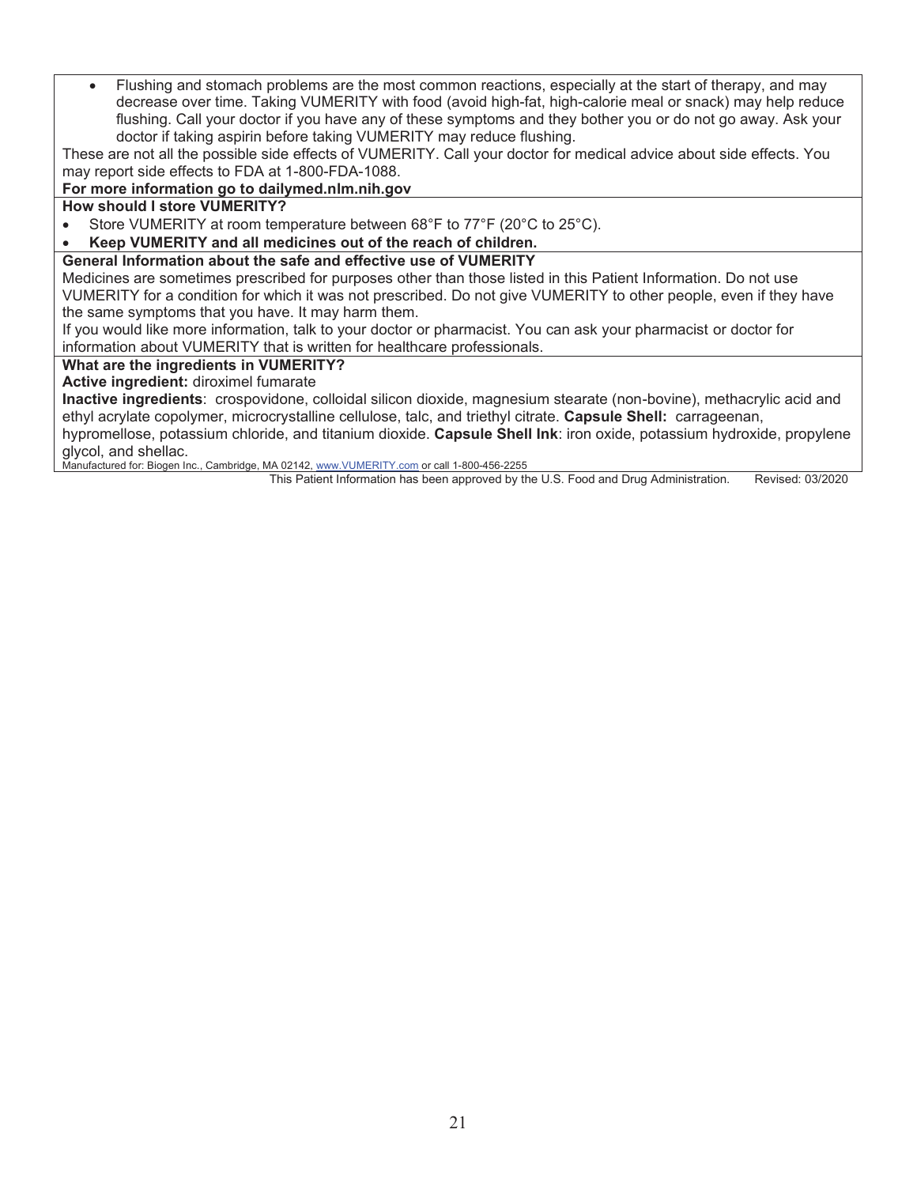- Flushing and stomach problems are the most common reactions, especially at the start of therapy, and may decrease over time. Taking VUMERITY with food (avoid high-fat, high-calorie meal or snack) may help reduce flushing. Call your doctor if you have any of these symptoms and they bother you or do not go away. Ask your doctor if taking aspirin before taking VUMERITY may reduce flushing.

These are not all the possible side effects of VUMERITY. Call your doctor for medical advice about side effects. You may report side effects to FDA at 1-800-FDA-1088.

**For more information go to dailymed.nlm.nih.gov**

**How should I store VUMERITY?**

- Store VUMERITY at room temperature between 68°F to 77°F (20°C to 25°C).
- **Keep VUMERITY and all medicines out of the reach of children.**

**General Information about the safe and effective use of VUMERITY**

Medicines are sometimes prescribed for purposes other than those listed in this Patient Information. Do not use VUMERITY for a condition for which it was not prescribed. Do not give VUMERITY to other people, even if they have the same symptoms that you have. It may harm them.

If you would like more information, talk to your doctor or pharmacist. You can ask your pharmacist or doctor for information about VUMERITY that is written for healthcare professionals.

**What are the ingredients in VUMERITY?**

**Active ingredient:** diroximel fumarate

**Inactive ingredients**: crospovidone, colloidal silicon dioxide, magnesium stearate (non-bovine), methacrylic acid and ethyl acrylate copolymer, microcrystalline cellulose, talc, and triethyl citrate. **Capsule Shell:** carrageenan, hypromellose, potassium chloride, and titanium dioxide. **Capsule Shell Ink**: iron oxide, potassium hydroxide, propylene glycol, and shellac.

Manufactured for: Biogen Inc., Cambridge, MA 02142, www.VUMERITY.com or call 1-800-456-2255

This Patient Information has been approved by the U.S. Food and Drug Administration. Revised: 03/2020